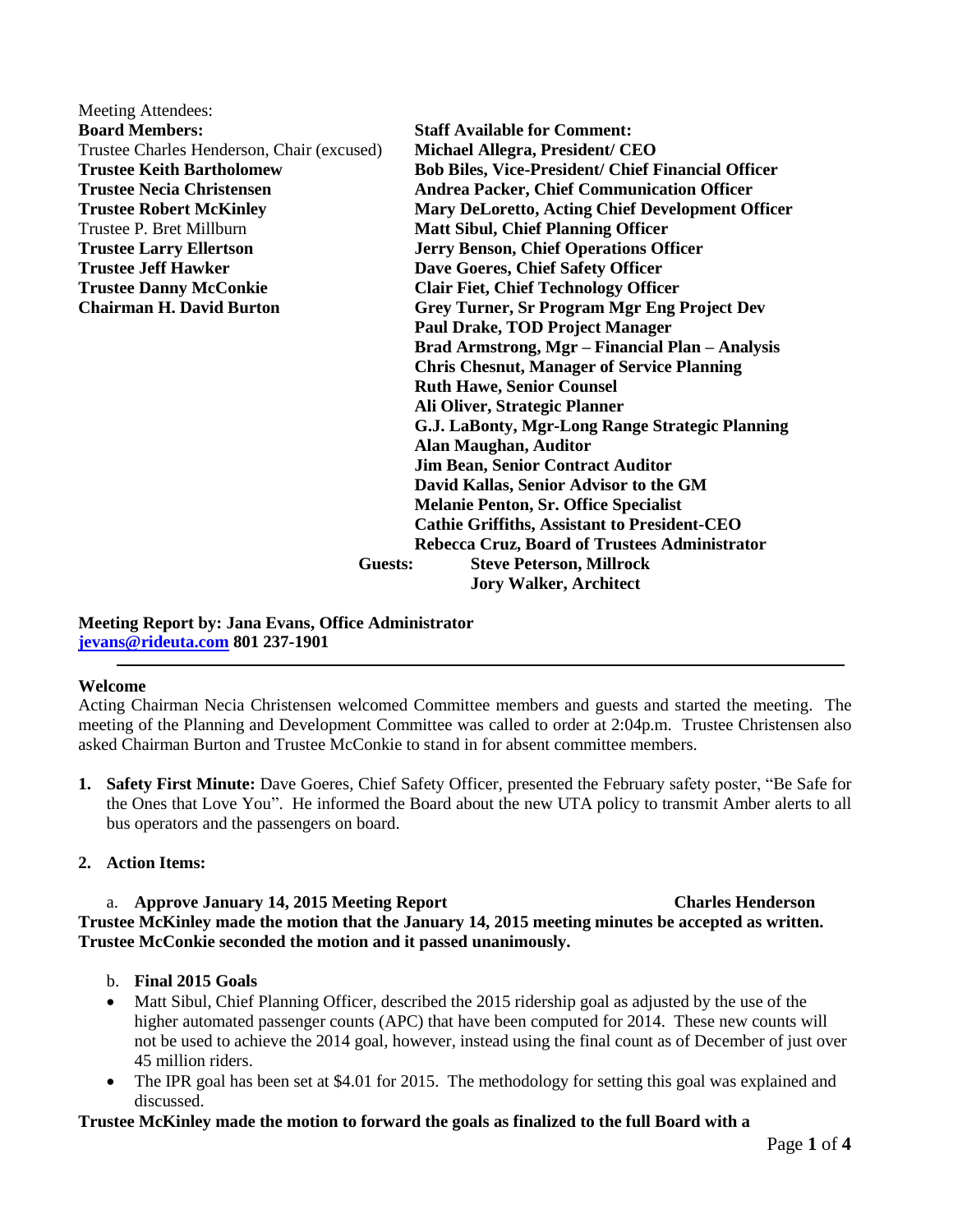Meeting Attendees:

| **Board Members:** | **Staff Available for Comment:** |
|---|---|
| Trustee Charles Henderson, Chair (excused) | **Michael Allegra, President/ CEO** |
| **Trustee Keith Bartholomew** | **Bob Biles, Vice-President/ Chief Financial Officer** |
| **Trustee Necia Christensen** | **Andrea Packer, Chief Communication Officer** |
| **Trustee Robert McKinley** | **Mary DeLoretto, Acting Chief Development Officer** |
| Trustee P. Bret Millburn | **Matt Sibul, Chief Planning Officer** |
| **Trustee Larry Ellertson** | **Jerry Benson, Chief Operations Officer** |
| **Trustee Jeff Hawker** | **Dave Goeres, Chief Safety Officer** |
| **Trustee Danny McConkie** | **Clair Fiet, Chief Technology Officer** |
| **Chairman H. David Burton** | **Grey Turner, Sr Program Mgr Eng Project Dev** |
| | **Paul Drake, TOD Project Manager** |
| | **Brad Armstrong, Mgr – Financial Plan – Analysis** |
| | **Chris Chesnut, Manager of Service Planning** |
| | **Ruth Hawe, Senior Counsel** |
| | **Ali Oliver, Strategic Planner** |
| | **G.J. LaBonty, Mgr-Long Range Strategic Planning** |
| | **Alan Maughan, Auditor** |
| | **Jim Bean, Senior Contract Auditor** |
| | **David Kallas, Senior Advisor to the GM** |
| | **Melanie Penton, Sr. Office Specialist** |
| | **Cathie Griffiths, Assistant to President-CEO** |
| | **Rebecca Cruz, Board of Trustees Administrator** |

**Guests:** **Steve Peterson, Millrock**
**Jory Walker, Architect**

**Meeting Report by: Jana Evans, Office Administrator**
**jevans@rideuta.com 801 237-1901**

---

**Welcome**

Acting Chairman Necia Christensen welcomed Committee members and guests and started the meeting. The meeting of the Planning and Development Committee was called to order at 2:04p.m. Trustee Christensen also asked Chairman Burton and Trustee McConkie to stand in for absent committee members.

1. **Safety First Minute:** Dave Goeres, Chief Safety Officer, presented the February safety poster, "Be Safe for the Ones that Love You". He informed the Board about the new UTA policy to transmit Amber alerts to all bus operators and the passengers on board.

2. **Action Items:**

   a. **Approve January 14, 2015 Meeting Report** **Charles Henderson**

**Trustee McKinley made the motion that the January 14, 2015 meeting minutes be accepted as written. Trustee McConkie seconded the motion and it passed unanimously.**

   b. **Final 2015 Goals**

- Matt Sibul, Chief Planning Officer, described the 2015 ridership goal as adjusted by the use of the higher automated passenger counts (APC) that have been computed for 2014. These new counts will not be used to achieve the 2014 goal, however, instead using the final count as of December of just over 45 million riders.
- The IPR goal has been set at $4.01 for 2015. The methodology for setting this goal was explained and discussed.

**Trustee McKinley made the motion to forward the goals as finalized to the full Board with a**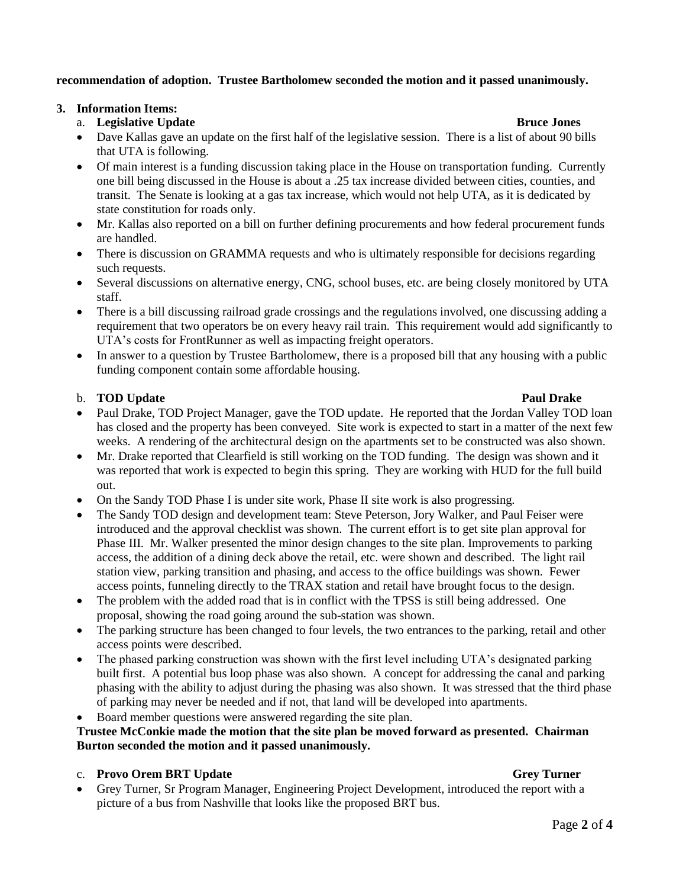**recommendation of adoption. Trustee Bartholomew seconded the motion and it passed unanimously.**

3. **Information Items:**

   a. **Legislative Update** **Bruce Jones**

- Dave Kallas gave an update on the first half of the legislative session. There is a list of about 90 bills that UTA is following.
- Of main interest is a funding discussion taking place in the House on transportation funding. Currently one bill being discussed in the House is about a .25 tax increase divided between cities, counties, and transit. The Senate is looking at a gas tax increase, which would not help UTA, as it is dedicated by state constitution for roads only.
- Mr. Kallas also reported on a bill on further defining procurements and how federal procurement funds are handled.
- There is discussion on GRAMMA requests and who is ultimately responsible for decisions regarding such requests.
- Several discussions on alternative energy, CNG, school buses, etc. are being closely monitored by UTA staff.
- There is a bill discussing railroad grade crossings and the regulations involved, one discussing adding a requirement that two operators be on every heavy rail train. This requirement would add significantly to UTA's costs for FrontRunner as well as impacting freight operators.
- In answer to a question by Trustee Bartholomew, there is a proposed bill that any housing with a public funding component contain some affordable housing.

   b. **TOD Update** **Paul Drake**

- Paul Drake, TOD Project Manager, gave the TOD update. He reported that the Jordan Valley TOD loan has closed and the property has been conveyed. Site work is expected to start in a matter of the next few weeks. A rendering of the architectural design on the apartments set to be constructed was also shown.
- Mr. Drake reported that Clearfield is still working on the TOD funding. The design was shown and it was reported that work is expected to begin this spring. They are working with HUD for the full build out.
- On the Sandy TOD Phase I is under site work, Phase II site work is also progressing.
- The Sandy TOD design and development team: Steve Peterson, Jory Walker, and Paul Feiser were introduced and the approval checklist was shown. The current effort is to get site plan approval for Phase III. Mr. Walker presented the minor design changes to the site plan. Improvements to parking access, the addition of a dining deck above the retail, etc. were shown and described. The light rail station view, parking transition and phasing, and access to the office buildings was shown. Fewer access points, funneling directly to the TRAX station and retail have brought focus to the design.
- The problem with the added road that is in conflict with the TPSS is still being addressed. One proposal, showing the road going around the sub-station was shown.
- The parking structure has been changed to four levels, the two entrances to the parking, retail and other access points were described.
- The phased parking construction was shown with the first level including UTA's designated parking built first. A potential bus loop phase was also shown. A concept for addressing the canal and parking phasing with the ability to adjust during the phasing was also shown. It was stressed that the third phase of parking may never be needed and if not, that land will be developed into apartments.
- Board member questions were answered regarding the site plan.

**Trustee McConkie made the motion that the site plan be moved forward as presented. Chairman Burton seconded the motion and it passed unanimously.**

   c. **Provo Orem BRT Update** **Grey Turner**

- Grey Turner, Sr Program Manager, Engineering Project Development, introduced the report with a picture of a bus from Nashville that looks like the proposed BRT bus.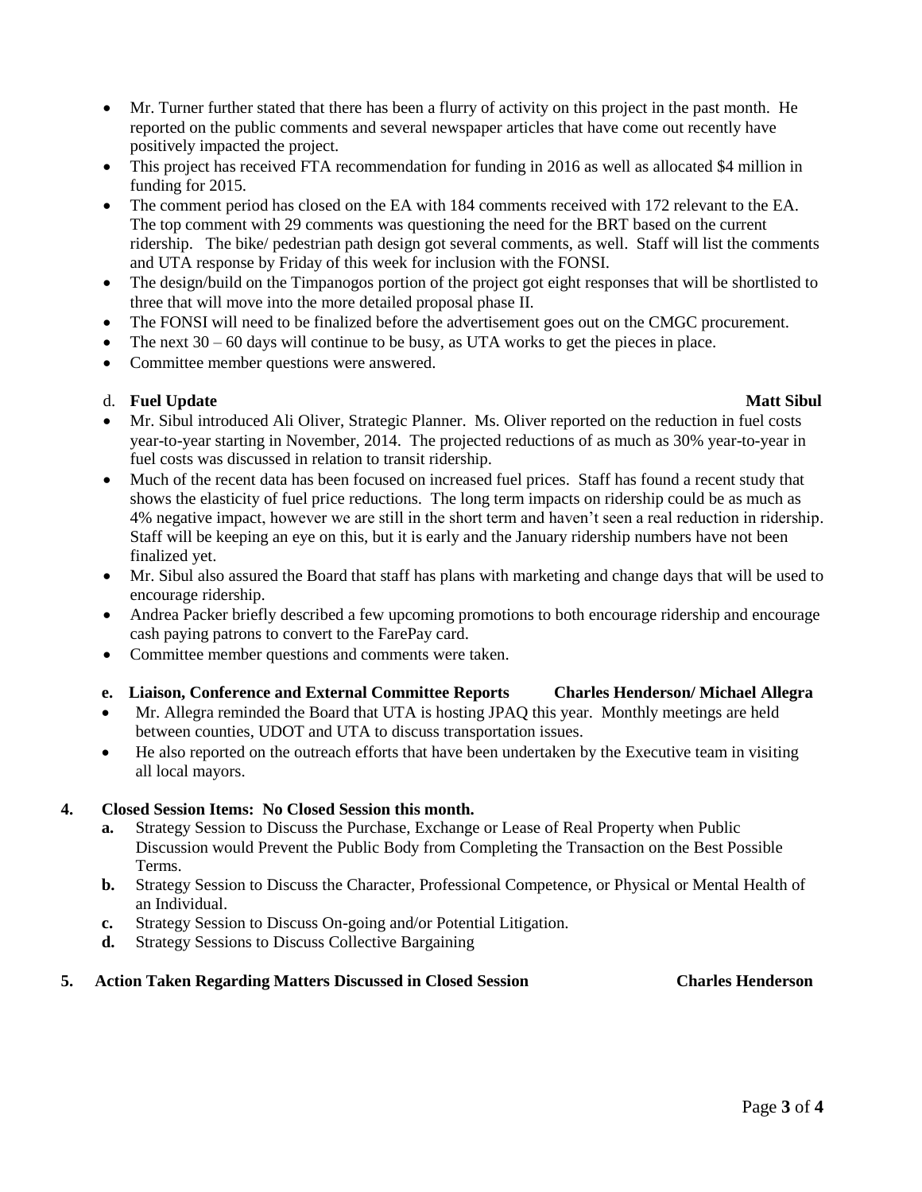- Mr. Turner further stated that there has been a flurry of activity on this project in the past month. He reported on the public comments and several newspaper articles that have come out recently have positively impacted the project.
- This project has received FTA recommendation for funding in 2016 as well as allocated $4 million in funding for 2015.
- The comment period has closed on the EA with 184 comments received with 172 relevant to the EA. The top comment with 29 comments was questioning the need for the BRT based on the current ridership. The bike/ pedestrian path design got several comments, as well. Staff will list the comments and UTA response by Friday of this week for inclusion with the FONSI.
- The design/build on the Timpanogos portion of the project got eight responses that will be shortlisted to three that will move into the more detailed proposal phase II.
- The FONSI will need to be finalized before the advertisement goes out on the CMGC procurement.
- The next 30 – 60 days will continue to be busy, as UTA works to get the pieces in place.
- Committee member questions were answered.

d. **Fuel Update** **Matt Sibul**

- Mr. Sibul introduced Ali Oliver, Strategic Planner. Ms. Oliver reported on the reduction in fuel costs year-to-year starting in November, 2014. The projected reductions of as much as 30% year-to-year in fuel costs was discussed in relation to transit ridership.
- Much of the recent data has been focused on increased fuel prices. Staff has found a recent study that shows the elasticity of fuel price reductions. The long term impacts on ridership could be as much as 4% negative impact, however we are still in the short term and haven't seen a real reduction in ridership. Staff will be keeping an eye on this, but it is early and the January ridership numbers have not been finalized yet.
- Mr. Sibul also assured the Board that staff has plans with marketing and change days that will be used to encourage ridership.
- Andrea Packer briefly described a few upcoming promotions to both encourage ridership and encourage cash paying patrons to convert to the FarePay card.
- Committee member questions and comments were taken.

**e. Liaison, Conference and External Committee Reports** **Charles Henderson/ Michael Allegra**

- Mr. Allegra reminded the Board that UTA is hosting JPAQ this year. Monthly meetings are held between counties, UDOT and UTA to discuss transportation issues.
- He also reported on the outreach efforts that have been undertaken by the Executive team in visiting all local mayors.

**4. Closed Session Items: No Closed Session this month.**

**a.** Strategy Session to Discuss the Purchase, Exchange or Lease of Real Property when Public Discussion would Prevent the Public Body from Completing the Transaction on the Best Possible Terms.

**b.** Strategy Session to Discuss the Character, Professional Competence, or Physical or Mental Health of an Individual.

**c.** Strategy Session to Discuss On-going and/or Potential Litigation.

**d.** Strategy Sessions to Discuss Collective Bargaining

**5. Action Taken Regarding Matters Discussed in Closed Session** **Charles Henderson**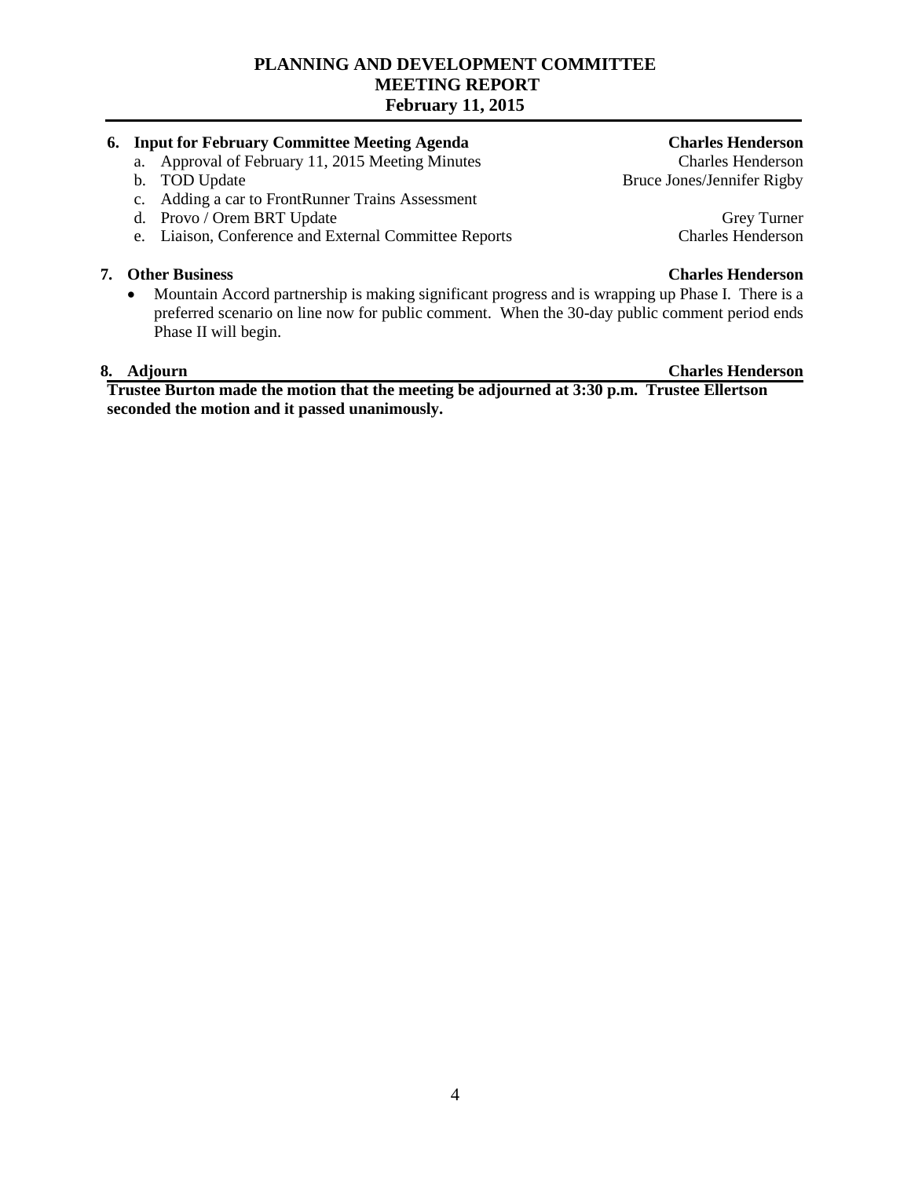**PLANNING AND DEVELOPMENT COMMITTEE**
**MEETING REPORT**
**February 11, 2015**

**6. Input for February Committee Meeting Agenda** **Charles Henderson**

a. Approval of February 11, 2015 Meeting Minutes — Charles Henderson
b. TOD Update — Bruce Jones/Jennifer Rigby
c. Adding a car to FrontRunner Trains Assessment
d. Provo / Orem BRT Update — Grey Turner
e. Liaison, Conference and External Committee Reports — Charles Henderson

**7. Other Business** **Charles Henderson**

- Mountain Accord partnership is making significant progress and is wrapping up Phase I. There is a preferred scenario on line now for public comment. When the 30-day public comment period ends Phase II will begin.

**8. Adjourn** **Charles Henderson**

**Trustee Burton made the motion that the meeting be adjourned at 3:30 p.m. Trustee Ellertson seconded the motion and it passed unanimously.**